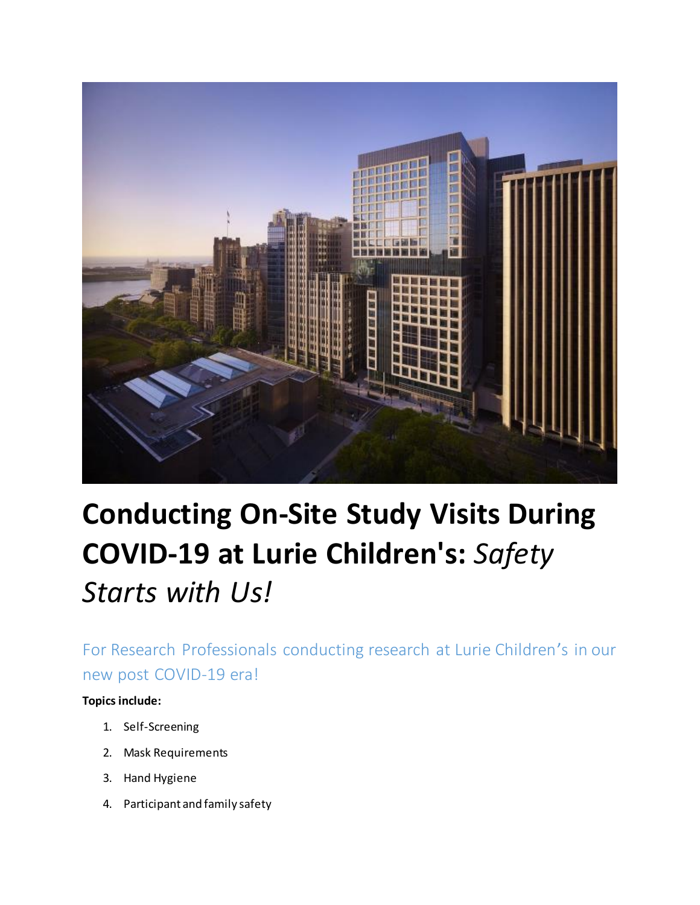# Conducting On-Site Study Visits During COVID-19 at Lurie Children's: *Safety Starts with Us!*

For Research Professionals conducting research at Lurie Children's in our new post COVID-19 era!

**Topics include:**

1. Self-Screening
2. Mask Requirements
3. Hand Hygiene
4. Participant and family safety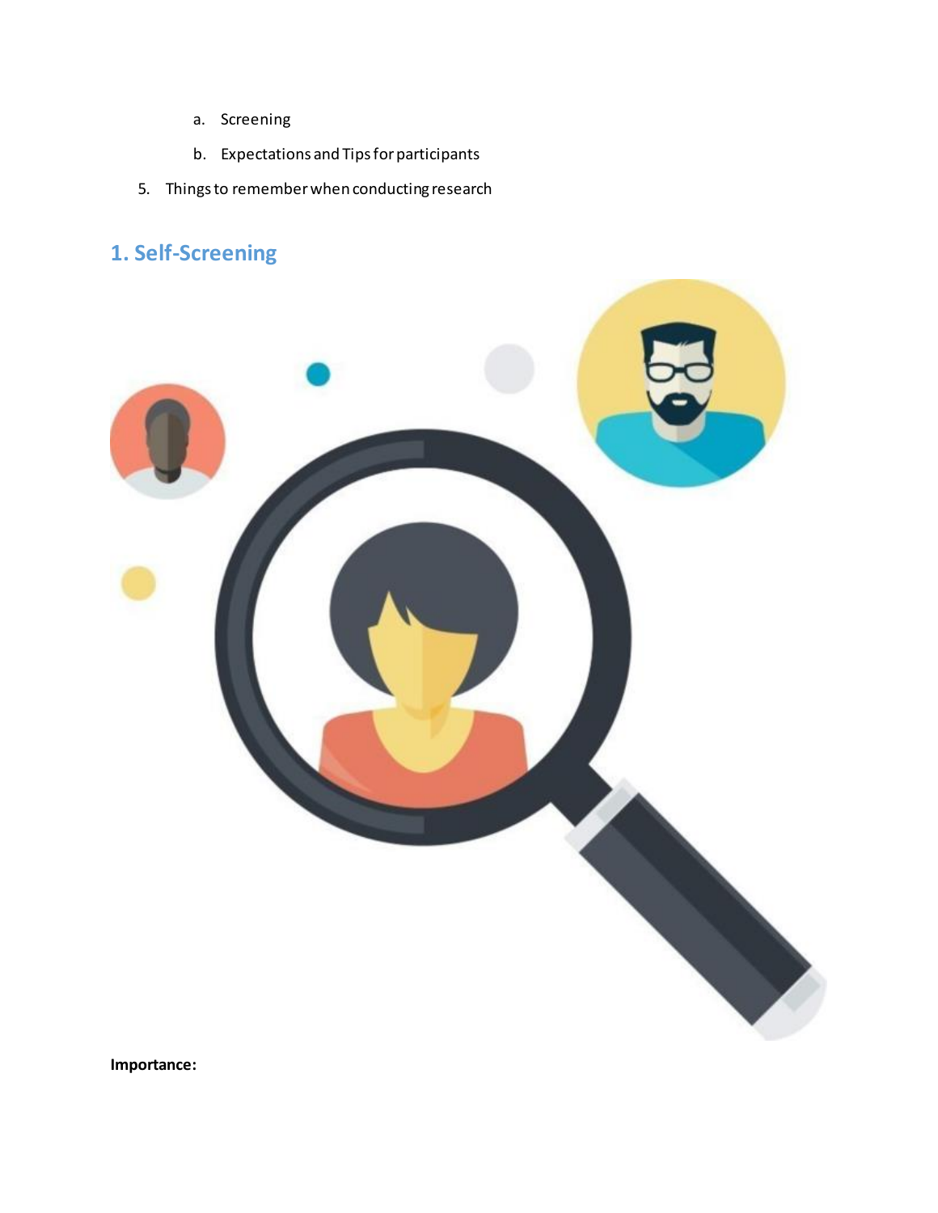a. Screening
   b. Expectations and Tips for participants
5. Things to remember when conducting research

## 1. Self-Screening

**Importance:**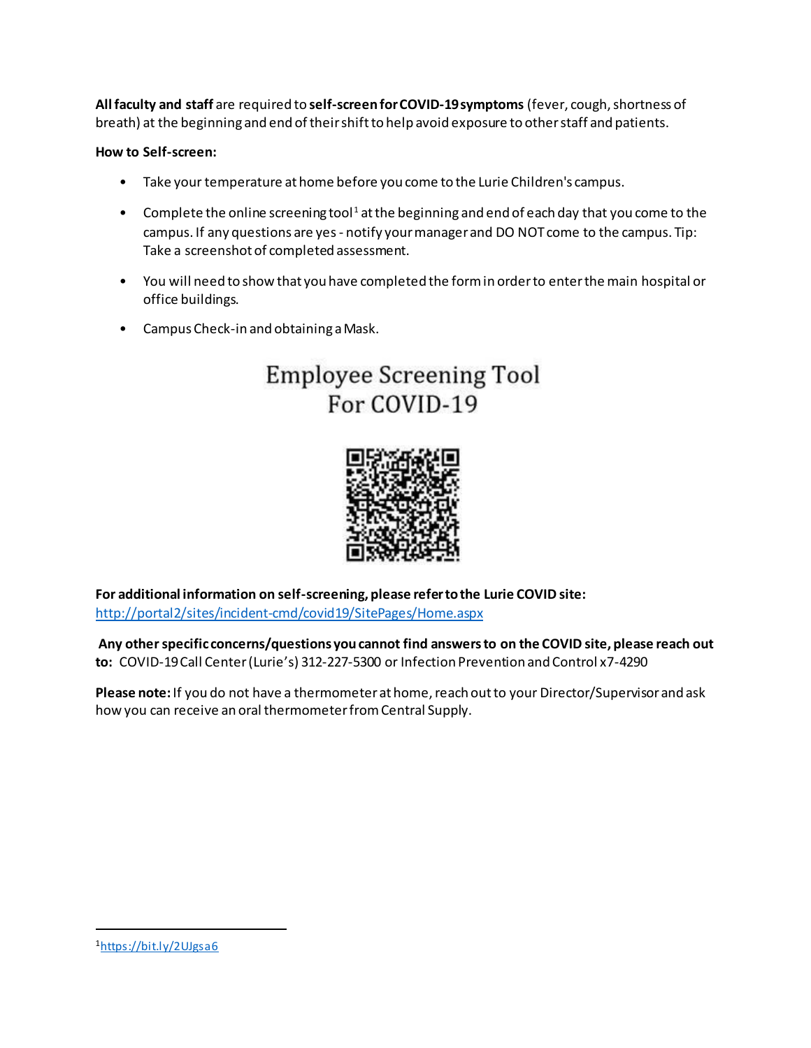**All faculty and staff** are required to **self-screen for COVID-19 symptoms** (fever, cough, shortness of breath) at the beginning and end of their shift to help avoid exposure to other staff and patients.

**How to Self-screen:**

- Take your temperature at home before you come to the Lurie Children's campus.
- Complete the online screening tool[1] at the beginning and end of each day that you come to the campus. If any questions are yes - notify your manager and DO NOT come to the campus. Tip: Take a screenshot of completed assessment.
- You will need to show that you have completed the form in order to enter the main hospital or office buildings.
- Campus Check-in and obtaining a Mask.

Employee Screening Tool
For COVID-19

**For additional information on self-screening, please refer to the Lurie COVID site:**
http://portal2/sites/incident-cmd/covid19/SitePages/Home.aspx

**Any other specific concerns/questions you cannot find answers to on the COVID site, please reach out to:** COVID-19 Call Center (Lurie's) 312-227-5300 or Infection Prevention and Control x7-4290

**Please note:** If you do not have a thermometer at home, reach out to your Director/Supervisor and ask how you can receive an oral thermometer from Central Supply.

---

[1] https://bit.ly/2UJgsa6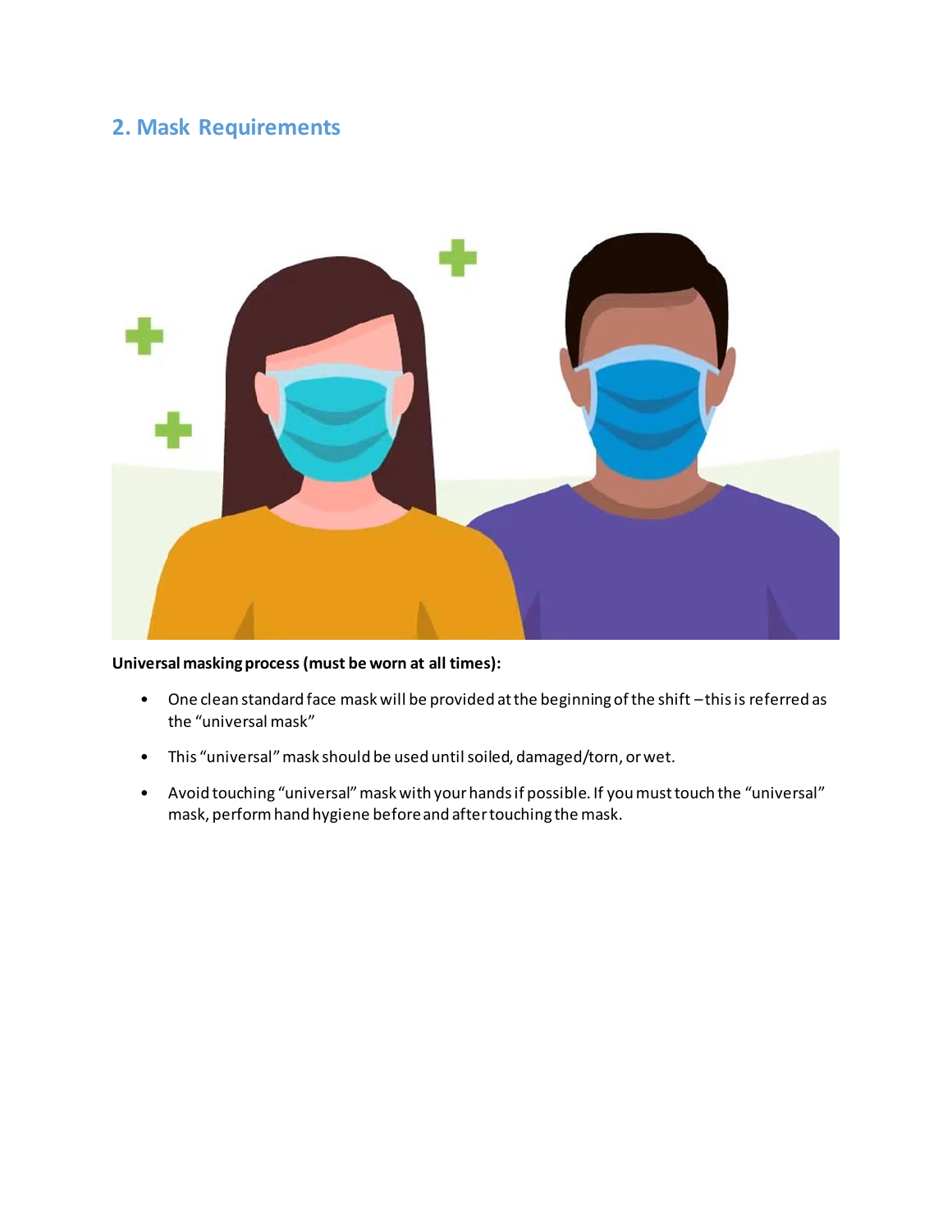## 2. Mask Requirements

**Universal masking process (must be worn at all times):**

- One clean standard face mask will be provided at the beginning of the shift – this is referred as the "universal mask"
- This "universal" mask should be used until soiled, damaged/torn, or wet.
- Avoid touching "universal" mask with your hands if possible. If you must touch the "universal" mask, perform hand hygiene before and after touching the mask.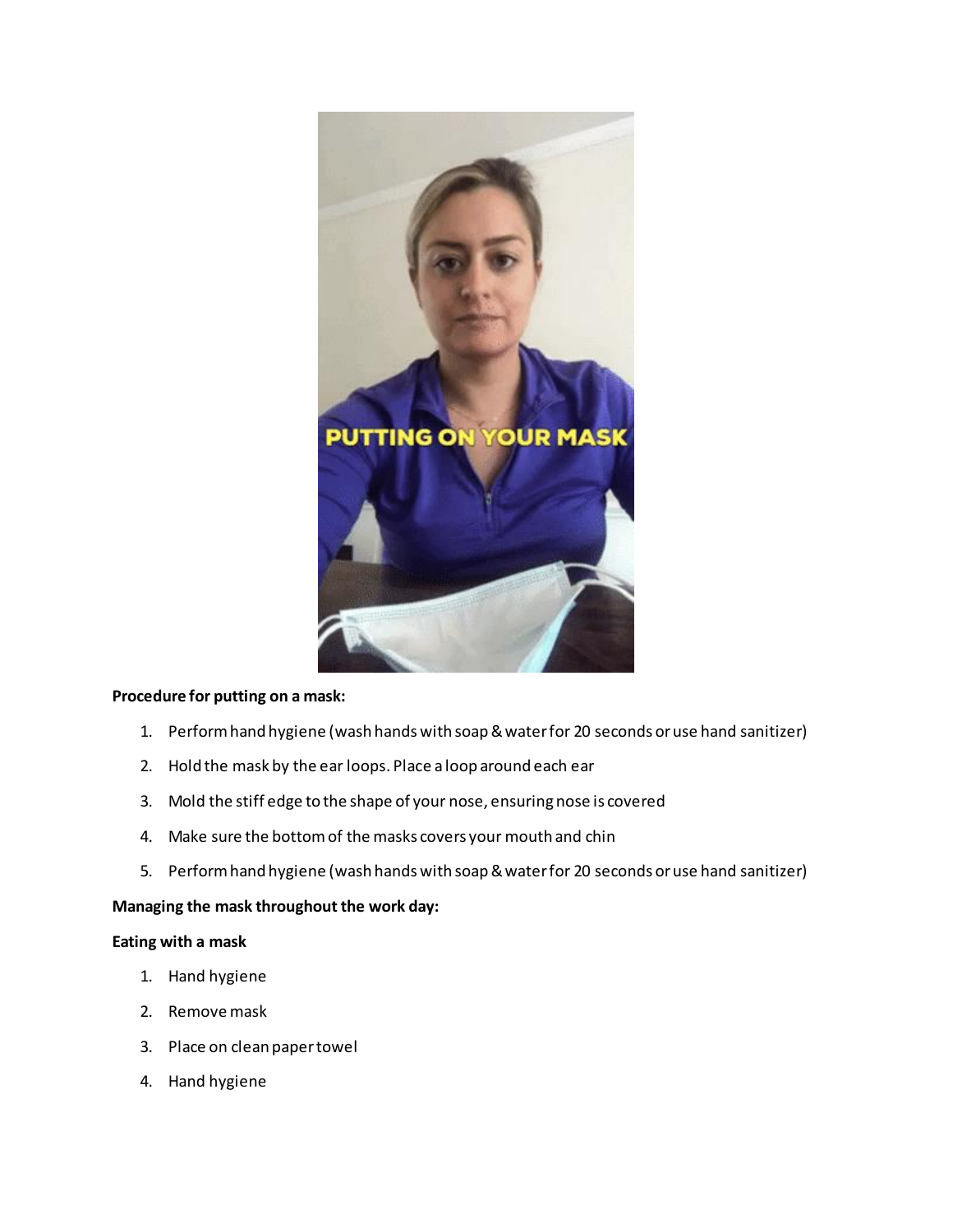**Procedure for putting on a mask:**

1. Perform hand hygiene (wash hands with soap & water for 20 seconds or use hand sanitizer)
2. Hold the mask by the ear loops. Place a loop around each ear
3. Mold the stiff edge to the shape of your nose, ensuring nose is covered
4. Make sure the bottom of the masks covers your mouth and chin
5. Perform hand hygiene (wash hands with soap & water for 20 seconds or use hand sanitizer)

**Managing the mask throughout the work day:**

**Eating with a mask**

1. Hand hygiene
2. Remove mask
3. Place on clean paper towel
4. Hand hygiene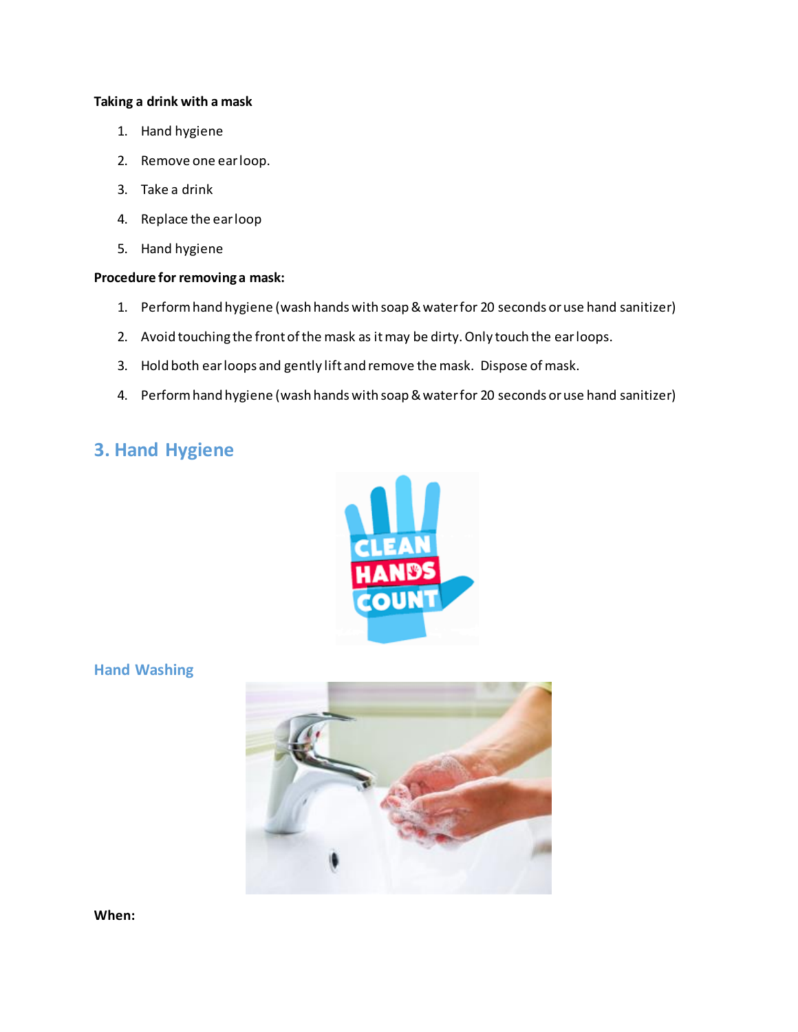**Taking a drink with a mask**

1. Hand hygiene
2. Remove one ear loop.
3. Take a drink
4. Replace the ear loop
5. Hand hygiene

**Procedure for removing a mask:**

1. Perform hand hygiene (wash hands with soap & water for 20 seconds or use hand sanitizer)
2. Avoid touching the front of the mask as it may be dirty. Only touch the ear loops.
3. Hold both ear loops and gently lift and remove the mask. Dispose of mask.
4. Perform hand hygiene (wash hands with soap & water for 20 seconds or use hand sanitizer)

## 3. Hand Hygiene

### Hand Washing

**When:**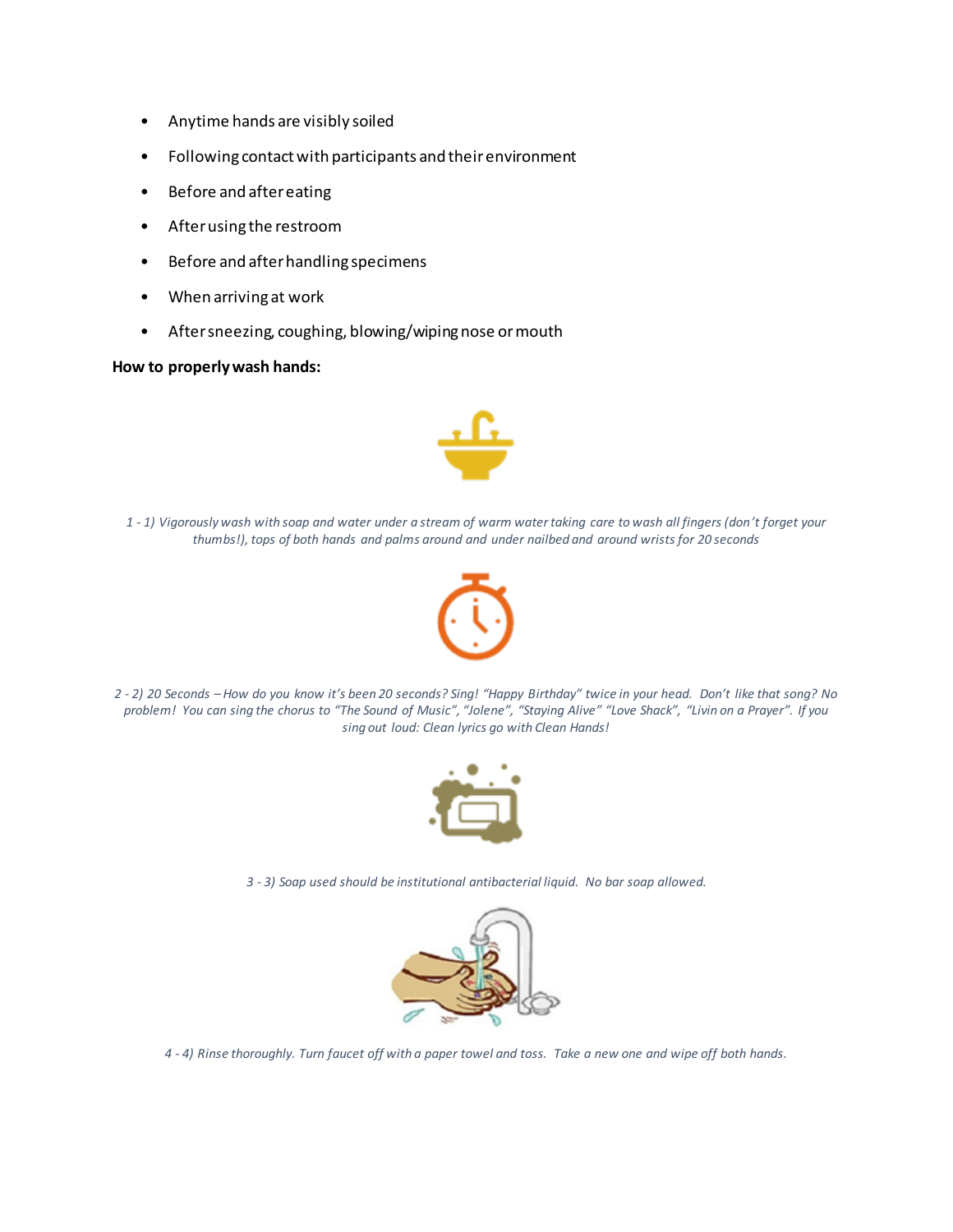- Anytime hands are visibly soiled
- Following contact with participants and their environment
- Before and after eating
- After using the restroom
- Before and after handling specimens
- When arriving at work
- After sneezing, coughing, blowing/wiping nose or mouth

**How to properly wash hands:**

*1 - 1) Vigorously wash with soap and water under a stream of warm water taking care to wash all fingers (don't forget your thumbs!), tops of both hands and palms around and under nailbed and around wrists for 20 seconds*

*2 - 2) 20 Seconds – How do you know it's been 20 seconds? Sing! "Happy Birthday" twice in your head. Don't like that song? No problem! You can sing the chorus to "The Sound of Music", "Jolene", "Staying Alive" "Love Shack", "Livin on a Prayer". If you sing out loud: Clean lyrics go with Clean Hands!*

*3 - 3) Soap used should be institutional antibacterial liquid. No bar soap allowed.*

*4 - 4) Rinse thoroughly. Turn faucet off with a paper towel and toss. Take a new one and wipe off both hands.*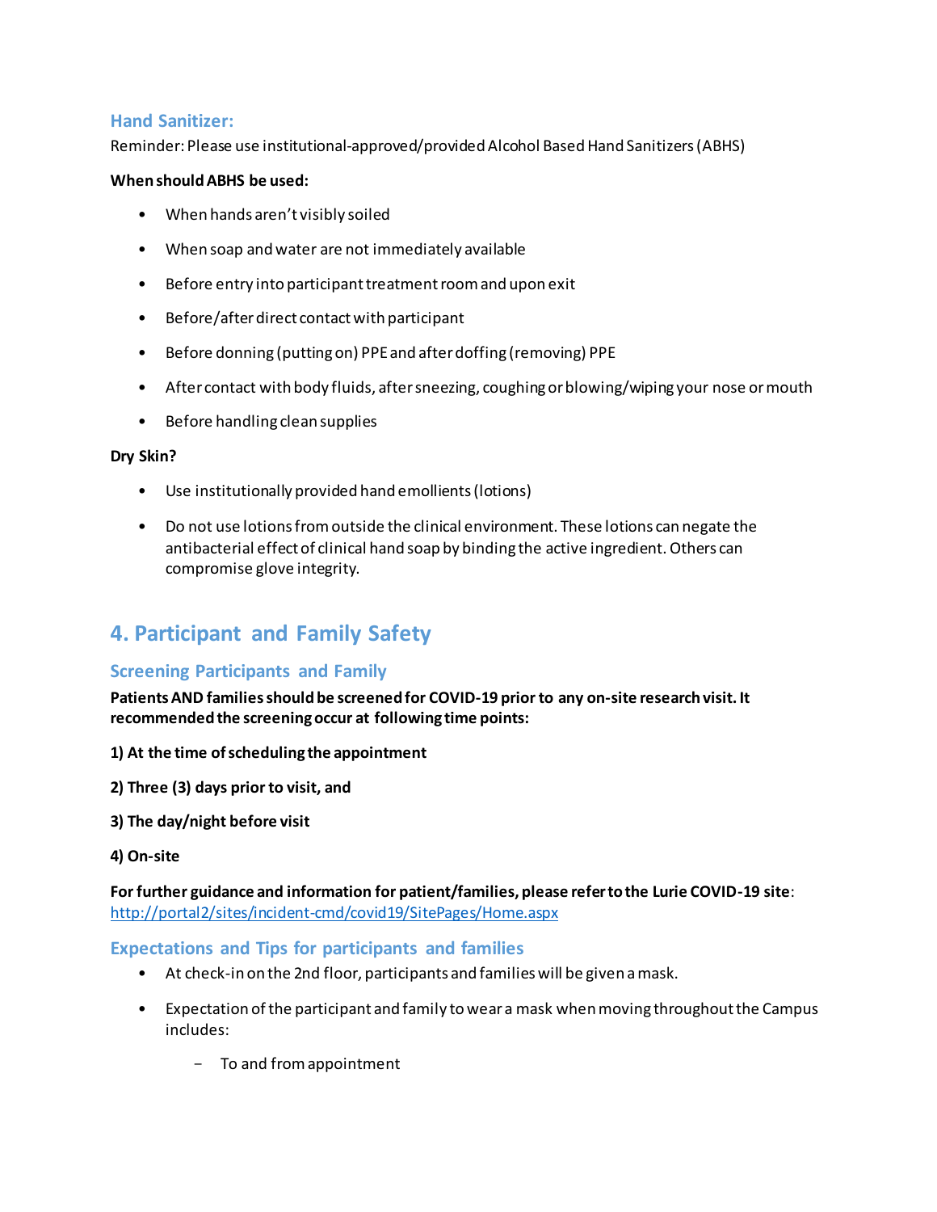### Hand Sanitizer:

Reminder: Please use institutional-approved/provided Alcohol Based Hand Sanitizers (ABHS)

**When should ABHS be used:**

- When hands aren't visibly soiled
- When soap and water are not immediately available
- Before entry into participant treatment room and upon exit
- Before/after direct contact with participant
- Before donning (putting on) PPE and after doffing (removing) PPE
- After contact with body fluids, after sneezing, coughing or blowing/wiping your nose or mouth
- Before handling clean supplies

**Dry Skin?**

- Use institutionally provided hand emollients (lotions)
- Do not use lotions from outside the clinical environment. These lotions can negate the antibacterial effect of clinical hand soap by binding the active ingredient. Others can compromise glove integrity.

## 4. Participant and Family Safety

### Screening Participants and Family

**Patients AND families should be screened for COVID-19 prior to any on-site research visit. It recommended the screening occur at following time points:**

**1) At the time of scheduling the appointment**

**2) Three (3) days prior to visit, and**

**3) The day/night before visit**

**4) On-site**

**For further guidance and information for patient/families, please refer to the Lurie COVID-19 site**: http://portal2/sites/incident-cmd/covid19/SitePages/Home.aspx

### Expectations and Tips for participants and families

- At check-in on the 2nd floor, participants and families will be given a mask.
- Expectation of the participant and family to wear a mask when moving throughout the Campus includes:
    - To and from appointment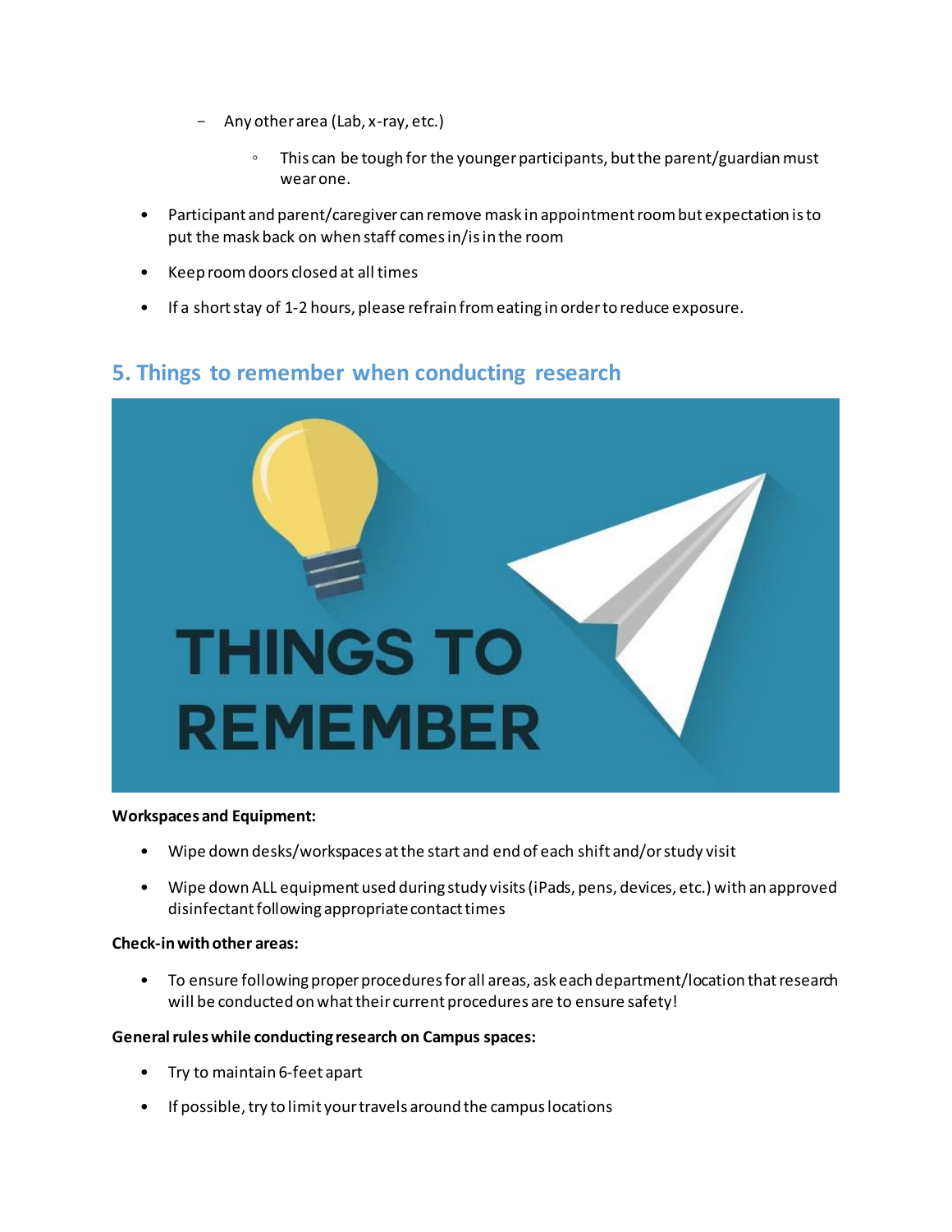- Any other area (Lab, x-ray, etc.)
  - This can be tough for the younger participants, but the parent/guardian must wear one.

- Participant and parent/caregiver can remove mask in appointment room but expectation is to put the mask back on when staff comes in/is in the room
- Keep room doors closed at all times
- If a short stay of 1-2 hours, please refrain from eating in order to reduce exposure.

## 5. Things to remember when conducting research

**Workspaces and Equipment:**

- Wipe down desks/workspaces at the start and end of each shift and/or study visit
- Wipe down ALL equipment used during study visits (iPads, pens, devices, etc.) with an approved disinfectant following appropriate contact times

**Check-in with other areas:**

- To ensure following proper procedures for all areas, ask each department/location that research will be conducted on what their current procedures are to ensure safety!

**General rules while conducting research on Campus spaces:**

- Try to maintain 6-feet apart
- If possible, try to limit your travels around the campus locations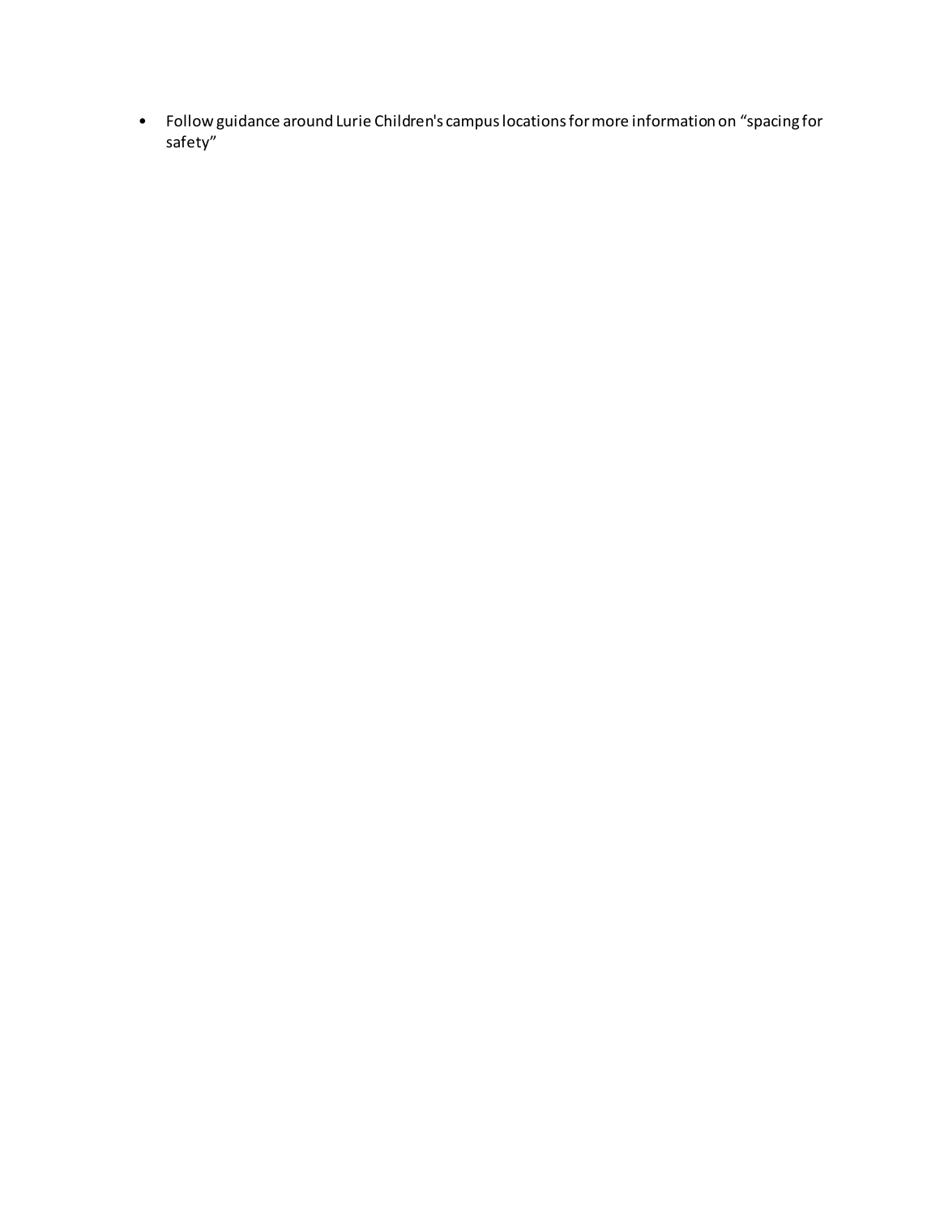- Follow guidance around Lurie Children's campus locations for more information on "spacing for safety"